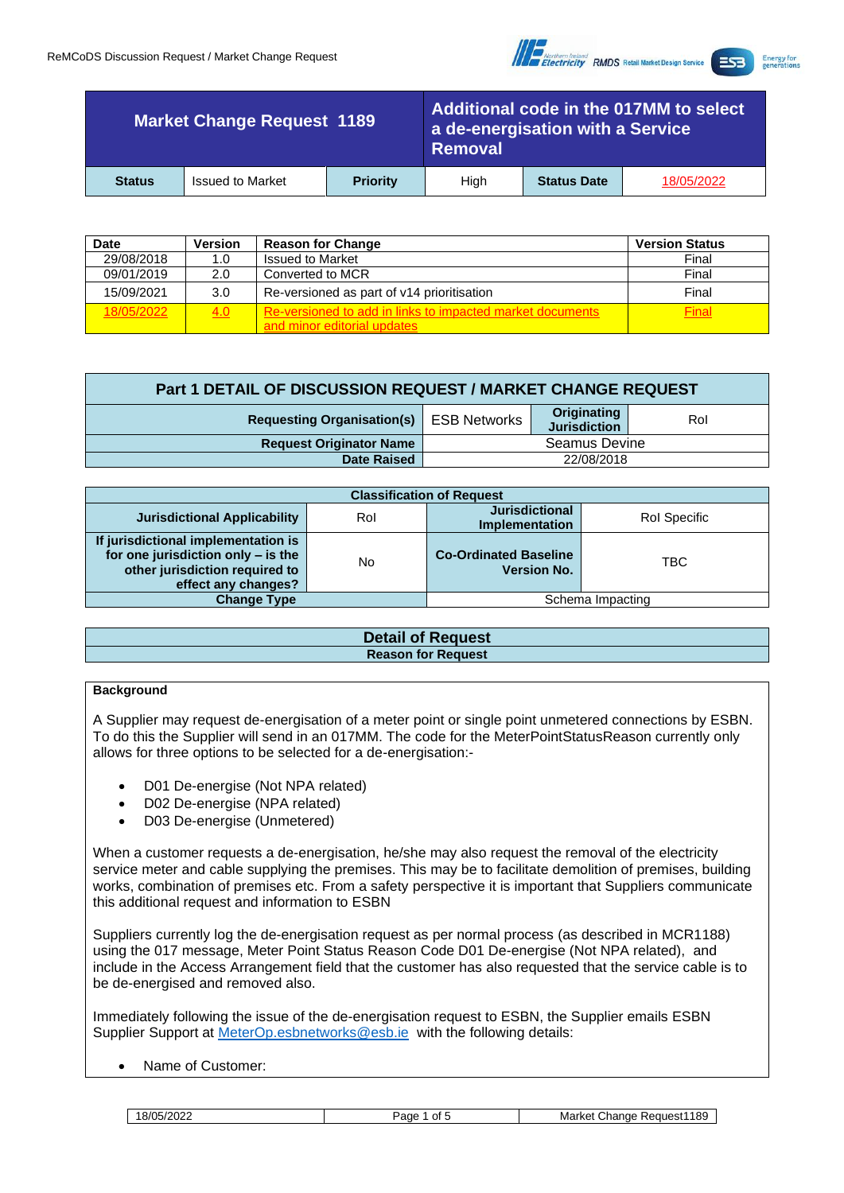| Market Change Request 1189 | | Additional code in the 017MM to select a de-energisation with a Service Removal | | | |
|---|---|---|---|---|---|
| **Status** | Issued to Market | **Priority** | High | **Status Date** | 18/05/2022 |

| Date | Version | Reason for Change | Version Status |
|---|---|---|---|
| 29/08/2018 | 1.0 | Issued to Market | Final |
| 09/01/2019 | 2.0 | Converted to MCR | Final |
| 15/09/2021 | 3.0 | Re-versioned as part of v14 prioritisation | Final |
| 18/05/2022 | 4.0 | Re-versioned to add in links to impacted market documents and minor editorial updates | Final |

| Part 1 DETAIL OF DISCUSSION REQUEST / MARKET CHANGE REQUEST | | | |
|---|---|---|---|
| **Requesting Organisation(s)** | ESB Networks | **Originating Jurisdiction** | RoI |
| **Request Originator Name** | Seamus Devine | | |
| **Date Raised** | 22/08/2018 | | |

| Classification of Request | | | |
|---|---|---|---|
| **Jurisdictional Applicability** | RoI | **Jurisdictional Implementation** | RoI Specific |
| **If jurisdictional implementation is for one jurisdiction only – is the other jurisdiction required to effect any changes?** | No | **Co-Ordinated Baseline Version No.** | TBC |
| **Change Type** | | Schema Impacting | |

## Detail of Request

### Reason for Request

**Background**

A Supplier may request de-energisation of a meter point or single point unmetered connections by ESBN. To do this the Supplier will send in an 017MM. The code for the MeterPointStatusReason currently only allows for three options to be selected for a de-energisation:-

- D01 De-energise (Not NPA related)
- D02 De-energise (NPA related)
- D03 De-energise (Unmetered)

When a customer requests a de-energisation, he/she may also request the removal of the electricity service meter and cable supplying the premises. This may be to facilitate demolition of premises, building works, combination of premises etc. From a safety perspective it is important that Suppliers communicate this additional request and information to ESBN

Suppliers currently log the de-energisation request as per normal process (as described in MCR1188) using the 017 message, Meter Point Status Reason Code D01 De-energise (Not NPA related), and include in the Access Arrangement field that the customer has also requested that the service cable is to be de-energised and removed also.

Immediately following the issue of the de-energisation request to ESBN, the Supplier emails ESBN Supplier Support at MeterOp.esbnetworks@esb.ie with the following details:

- Name of Customer: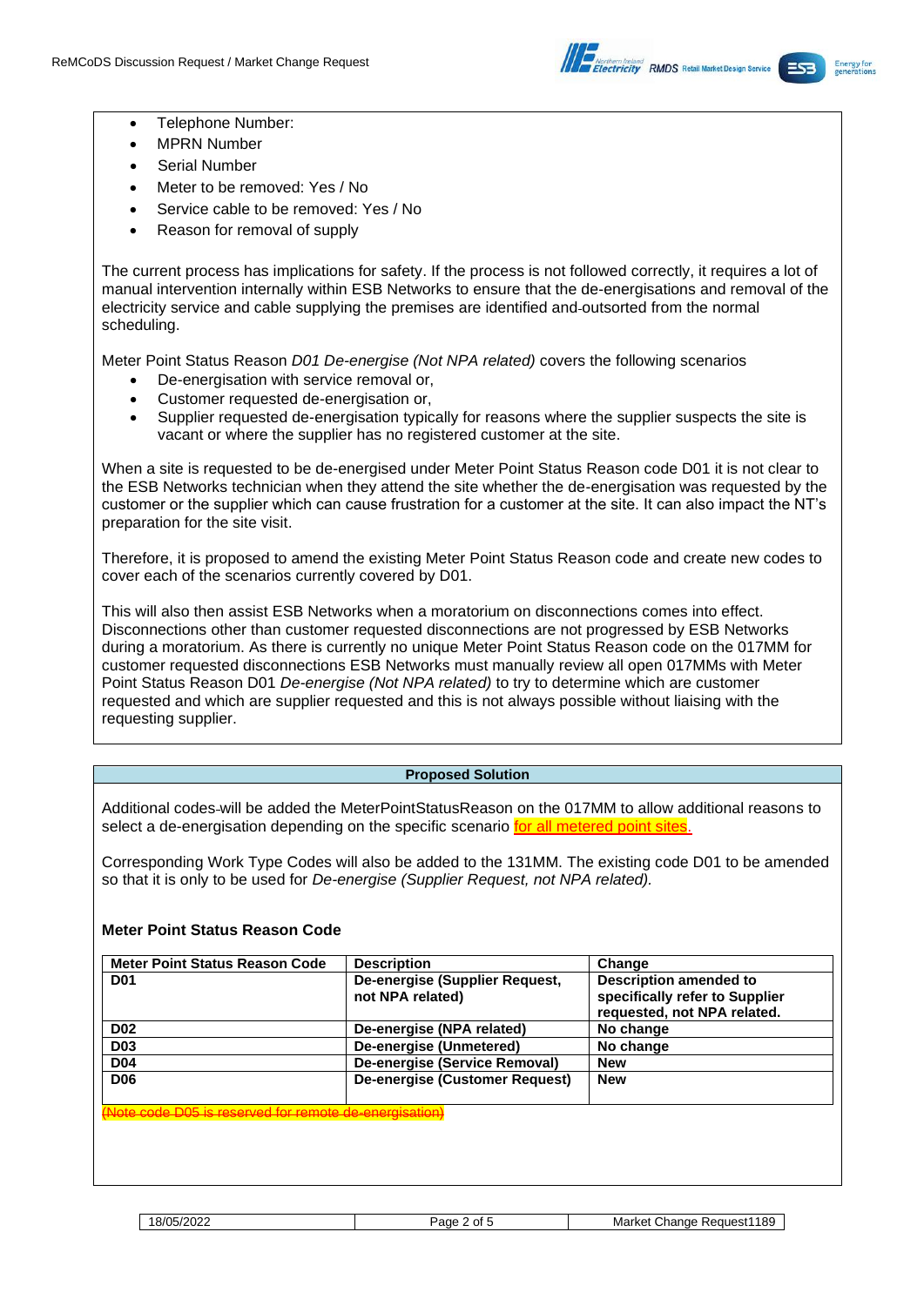- Telephone Number:
- MPRN Number
- Serial Number
- Meter to be removed: Yes / No
- Service cable to be removed: Yes / No
- Reason for removal of supply

The current process has implications for safety. If the process is not followed correctly, it requires a lot of manual intervention internally within ESB Networks to ensure that the de-energisations and removal of the electricity service and cable supplying the premises are identified and outsorted from the normal scheduling.

Meter Point Status Reason *D01 De-energise (Not NPA related)* covers the following scenarios

- De-energisation with service removal or,
- Customer requested de-energisation or,
- Supplier requested de-energisation typically for reasons where the supplier suspects the site is vacant or where the supplier has no registered customer at the site.

When a site is requested to be de-energised under Meter Point Status Reason code D01 it is not clear to the ESB Networks technician when they attend the site whether the de-energisation was requested by the customer or the supplier which can cause frustration for a customer at the site. It can also impact the NT's preparation for the site visit.

Therefore, it is proposed to amend the existing Meter Point Status Reason code and create new codes to cover each of the scenarios currently covered by D01.

This will also then assist ESB Networks when a moratorium on disconnections comes into effect. Disconnections other than customer requested disconnections are not progressed by ESB Networks during a moratorium. As there is currently no unique Meter Point Status Reason code on the 017MM for customer requested disconnections ESB Networks must manually review all open 017MMs with Meter Point Status Reason D01 *De-energise (Not NPA related)* to try to determine which are customer requested and which are supplier requested and this is not always possible without liaising with the requesting supplier.

**Proposed Solution**

Additional codes will be added the MeterPointStatusReason on the 017MM to allow additional reasons to select a de-energisation depending on the specific scenario for all metered point sites.

Corresponding Work Type Codes will also be added to the 131MM. The existing code D01 to be amended so that it is only to be used for *De-energise (Supplier Request, not NPA related).*

**Meter Point Status Reason Code**

| Meter Point Status Reason Code | Description | Change |
|---|---|---|
| **D01** | **De-energise (Supplier Request, not NPA related)** | **Description amended to specifically refer to Supplier requested, not NPA related.** |
| **D02** | **De-energise (NPA related)** | **No change** |
| **D03** | **De-energise (Unmetered)** | **No change** |
| **D04** | **De-energise (Service Removal)** | **New** |
| **D06** | **De-energise (Customer Request)** | **New** |

~~(Note code D05 is reserved for remote de-energisation)~~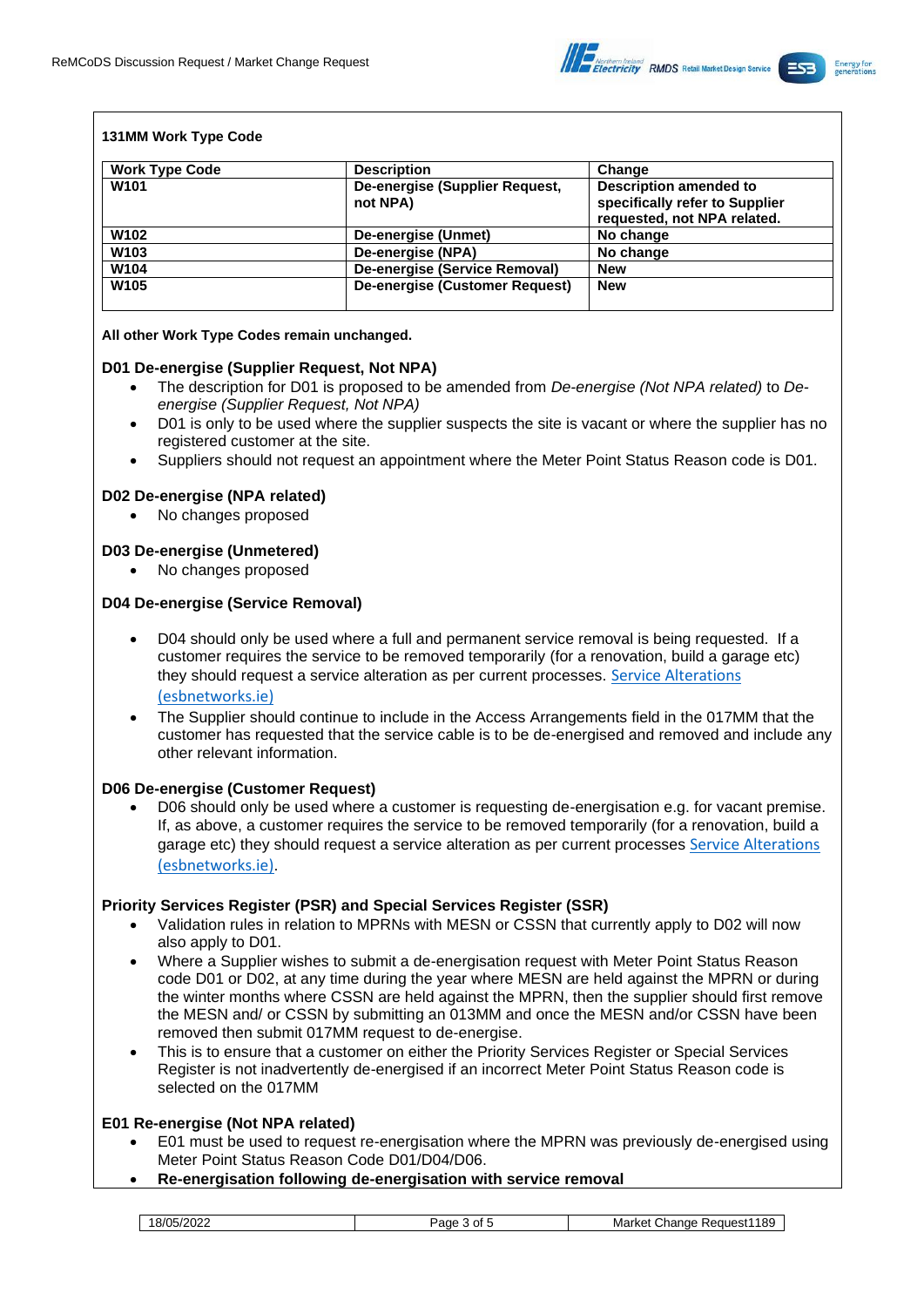**131MM Work Type Code**

| Work Type Code | Description | Change |
|---|---|---|
| **W101** | **De-energise (Supplier Request, not NPA)** | **Description amended to specifically refer to Supplier requested, not NPA related.** |
| **W102** | **De-energise (Unmet)** | **No change** |
| **W103** | **De-energise (NPA)** | **No change** |
| **W104** | **De-energise (Service Removal)** | **New** |
| **W105** | **De-energise (Customer Request)** | **New** |

**All other Work Type Codes remain unchanged.**

### D01 De-energise (Supplier Request, Not NPA)

- The description for D01 is proposed to be amended from *De-energise (Not NPA related)* to *De-energise (Supplier Request, Not NPA)*
- D01 is only to be used where the supplier suspects the site is vacant or where the supplier has no registered customer at the site.
- Suppliers should not request an appointment where the Meter Point Status Reason code is D01.

### D02 De-energise (NPA related)

- No changes proposed

### D03 De-energise (Unmetered)

- No changes proposed

### D04 De-energise (Service Removal)

- D04 should only be used where a full and permanent service removal is being requested. If a customer requires the service to be removed temporarily (for a renovation, build a garage etc) they should request a service alteration as per current processes. Service Alterations (esbnetworks.ie)
- The Supplier should continue to include in the Access Arrangements field in the 017MM that the customer has requested that the service cable is to be de-energised and removed and include any other relevant information.

### D06 De-energise (Customer Request)

- D06 should only be used where a customer is requesting de-energisation e.g. for vacant premise. If, as above, a customer requires the service to be removed temporarily (for a renovation, build a garage etc) they should request a service alteration as per current processes Service Alterations (esbnetworks.ie).

### Priority Services Register (PSR) and Special Services Register (SSR)

- Validation rules in relation to MPRNs with MESN or CSSN that currently apply to D02 will now also apply to D01.
- Where a Supplier wishes to submit a de-energisation request with Meter Point Status Reason code D01 or D02, at any time during the year where MESN are held against the MPRN or during the winter months where CSSN are held against the MPRN, then the supplier should first remove the MESN and/ or CSSN by submitting an 013MM and once the MESN and/or CSSN have been removed then submit 017MM request to de-energise.
- This is to ensure that a customer on either the Priority Services Register or Special Services Register is not inadvertently de-energised if an incorrect Meter Point Status Reason code is selected on the 017MM

### E01 Re-energise (Not NPA related)

- E01 must be used to request re-energisation where the MPRN was previously de-energised using Meter Point Status Reason Code D01/D04/D06.
- **Re-energisation following de-energisation with service removal**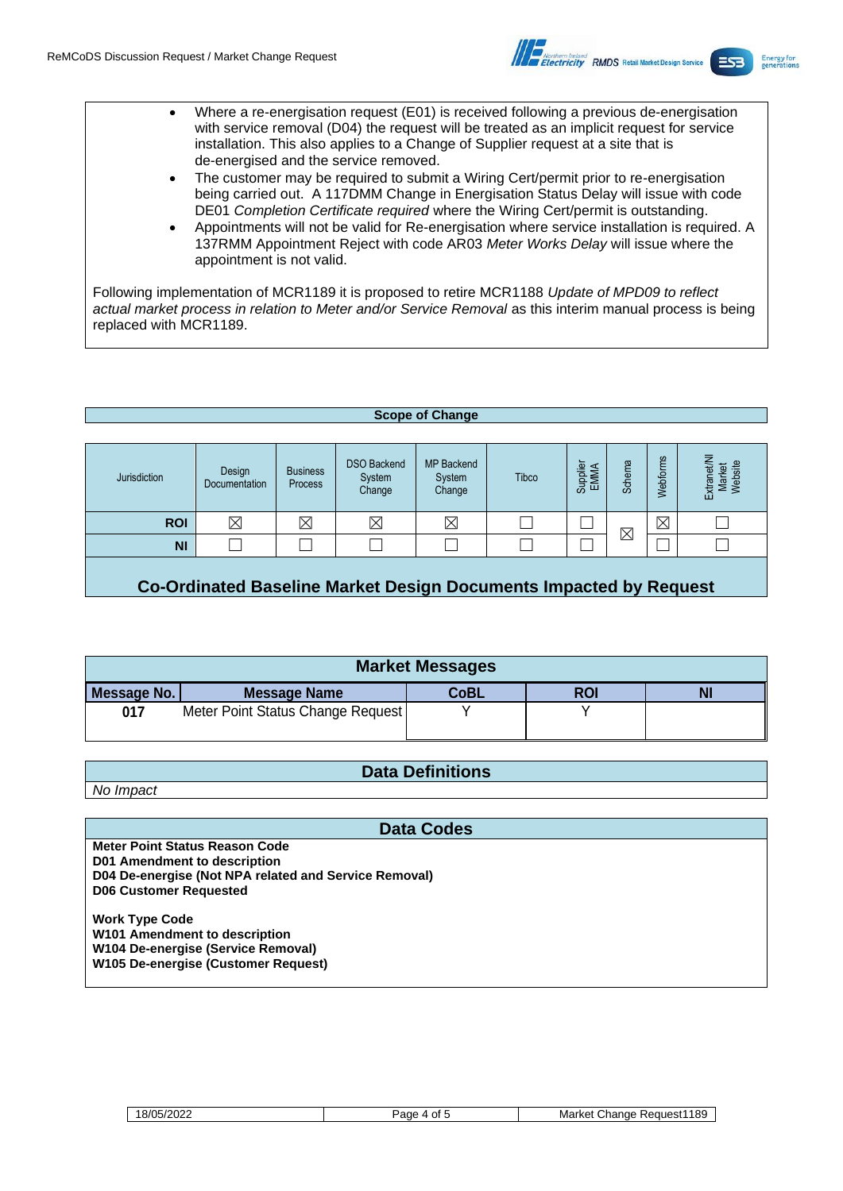- Where a re-energisation request (E01) is received following a previous de-energisation with service removal (D04) the request will be treated as an implicit request for service installation. This also applies to a Change of Supplier request at a site that is de-energised and the service removed.
- The customer may be required to submit a Wiring Cert/permit prior to re-energisation being carried out. A 117DMM Change in Energisation Status Delay will issue with code DE01 *Completion Certificate required* where the Wiring Cert/permit is outstanding.
- Appointments will not be valid for Re-energisation where service installation is required. A 137RMM Appointment Reject with code AR03 *Meter Works Delay* will issue where the appointment is not valid.

Following implementation of MCR1189 it is proposed to retire MCR1188 *Update of MPD09 to reflect actual market process in relation to Meter and/or Service Removal* as this interim manual process is being replaced with MCR1189.

## Scope of Change

| Jurisdiction | Design Documentation | Business Process | DSO Backend System Change | MP Backend System Change | Tibco | Supplier EMMA | Schema | Webforms | Extranet/NI Market Website |
|---|---|---|---|---|---|---|---|---|---|
| **ROI** | ☒ | ☒ | ☒ | ☒ | ☐ | ☐ | ☒ | ☒ | ☐ |
| **NI** | ☐ | ☐ | ☐ | ☐ | ☐ | ☐ | | ☐ | ☐ |

## Co-Ordinated Baseline Market Design Documents Impacted by Request

| Market Messages | | | | |
|---|---|---|---|---|
| **Message No.** | **Message Name** | **CoBL** | **ROI** | **NI** |
| 017 | Meter Point Status Change Request | Y | Y | |

## Data Definitions

*No Impact*

## Data Codes

**Meter Point Status Reason Code**
**D01 Amendment to description**
**D04 De-energise (Not NPA related and Service Removal)**
**D06 Customer Requested**

**Work Type Code**
**W101 Amendment to description**
**W104 De-energise (Service Removal)**
**W105 De-energise (Customer Request)**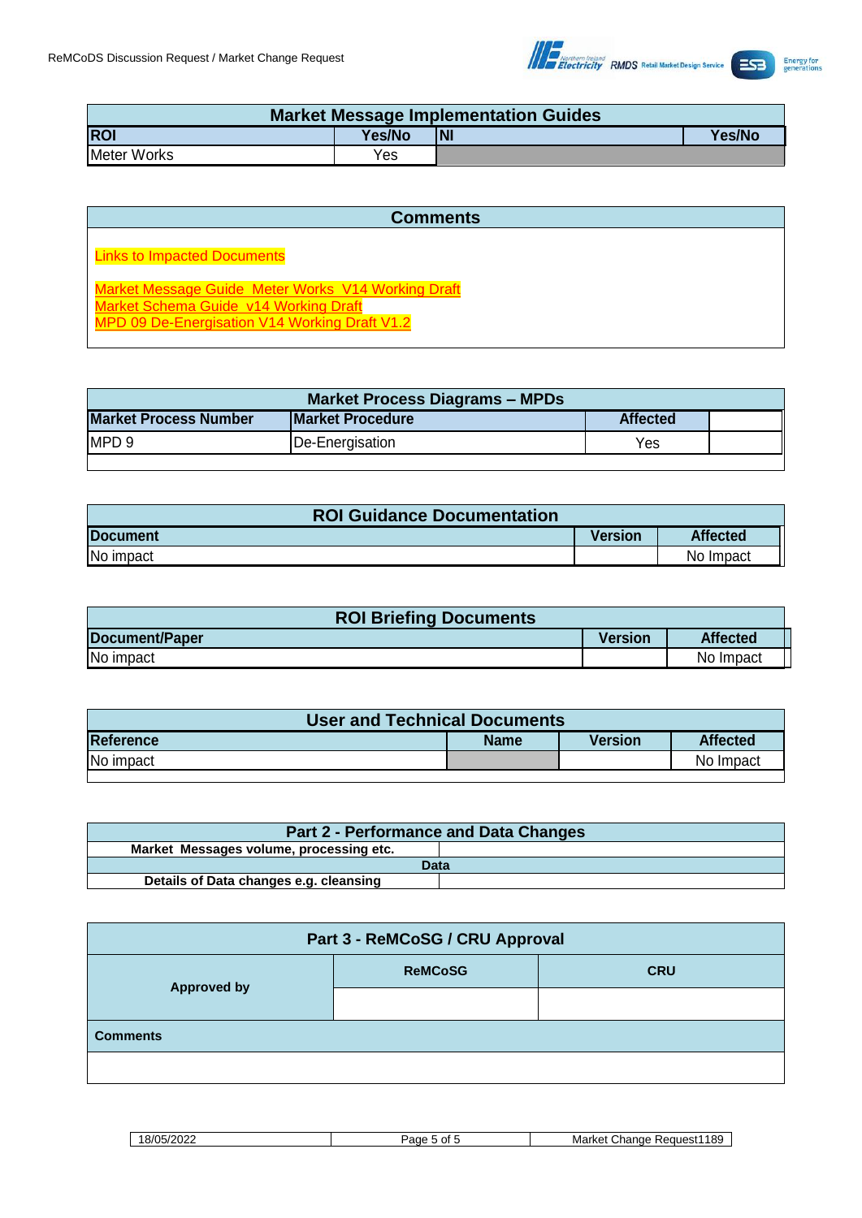| Market Message Implementation Guides | | | |
|---|---|---|---|
| **ROI** | **Yes/No** | **NI** | **Yes/No** |
| Meter Works | Yes | | |

| Comments |
|---|
| Links to Impacted Documents<br><br>Market Message Guide  Meter Works  V14 Working Draft<br>Market Schema Guide  v14 Working Draft<br>MPD 09 De-Energisation V14 Working Draft V1.2 |

| Market Process Diagrams – MPDs | | | |
|---|---|---|---|
| **Market Process Number** | **Market Procedure** | **Affected** | |
| MPD 9 | De-Energisation | Yes | |

| ROI Guidance Documentation | | |
|---|---|---|
| **Document** | **Version** | **Affected** |
| No impact | | No Impact |

| ROI Briefing Documents | | |
|---|---|---|
| **Document/Paper** | **Version** | **Affected** |
| No impact | | No Impact |

| User and Technical Documents | | | |
|---|---|---|---|
| **Reference** | **Name** | **Version** | **Affected** |
| No impact | | | No Impact |

| Part 2 - Performance and Data Changes | |
|---|---|
| **Market Messages volume, processing etc.** | |
| **Data** | |
| **Details of Data changes e.g. cleansing** | |

| Part 3 - ReMCoSG / CRU Approval | | |
|---|---|---|
| **Approved by** | **ReMCoSG** | **CRU** |
| | | |
| **Comments** | | |
| | | |